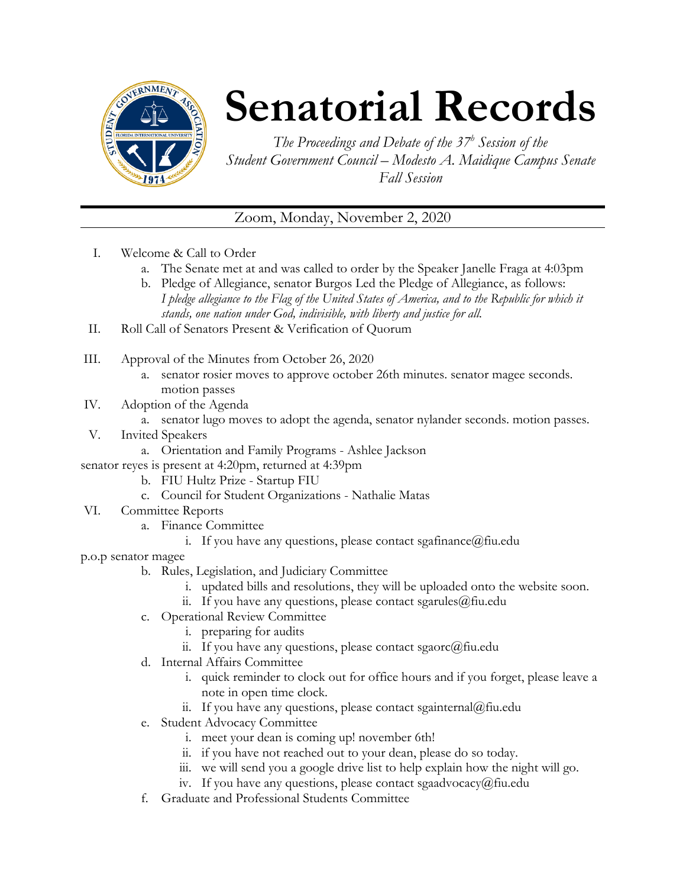# Senatorial Records

*The Proceedings and Debate of the 37[h] Session of the Student Government Council – Modesto A. Maidique Campus Senate Fall Session*

Zoom, Monday, November 2, 2020

I. Welcome & Call to Order
   a. The Senate met at and was called to order by the Speaker Janelle Fraga at 4:03pm
   b. Pledge of Allegiance, senator Burgos Led the Pledge of Allegiance, as follows: *I pledge allegiance to the Flag of the United States of America, and to the Republic for which it stands, one nation under God, indivisible, with liberty and justice for all.*

II. Roll Call of Senators Present & Verification of Quorum

III. Approval of the Minutes from October 26, 2020
   a. senator rosier moves to approve october 26th minutes. senator magee seconds. motion passes

IV. Adoption of the Agenda
   a. senator lugo moves to adopt the agenda, senator nylander seconds. motion passes.

V. Invited Speakers
   a. Orientation and Family Programs - Ashlee Jackson

senator reyes is present at 4:20pm, returned at 4:39pm

   b. FIU Hultz Prize - Startup FIU
   c. Council for Student Organizations - Nathalie Matas

VI. Committee Reports
   a. Finance Committee
      i. If you have any questions, please contact sgafinance@fiu.edu

p.o.p senator magee

   b. Rules, Legislation, and Judiciary Committee
      i. updated bills and resolutions, they will be uploaded onto the website soon.
      ii. If you have any questions, please contact sgarules@fiu.edu
   c. Operational Review Committee
      i. preparing for audits
      ii. If you have any questions, please contact sgaorc@fiu.edu
   d. Internal Affairs Committee
      i. quick reminder to clock out for office hours and if you forget, please leave a note in open time clock.
      ii. If you have any questions, please contact sgainternal@fiu.edu
   e. Student Advocacy Committee
      i. meet your dean is coming up! november 6th!
      ii. if you have not reached out to your dean, please do so today.
      iii. we will send you a google drive list to help explain how the night will go.
      iv. If you have any questions, please contact sgaadvocacy@fiu.edu
   f. Graduate and Professional Students Committee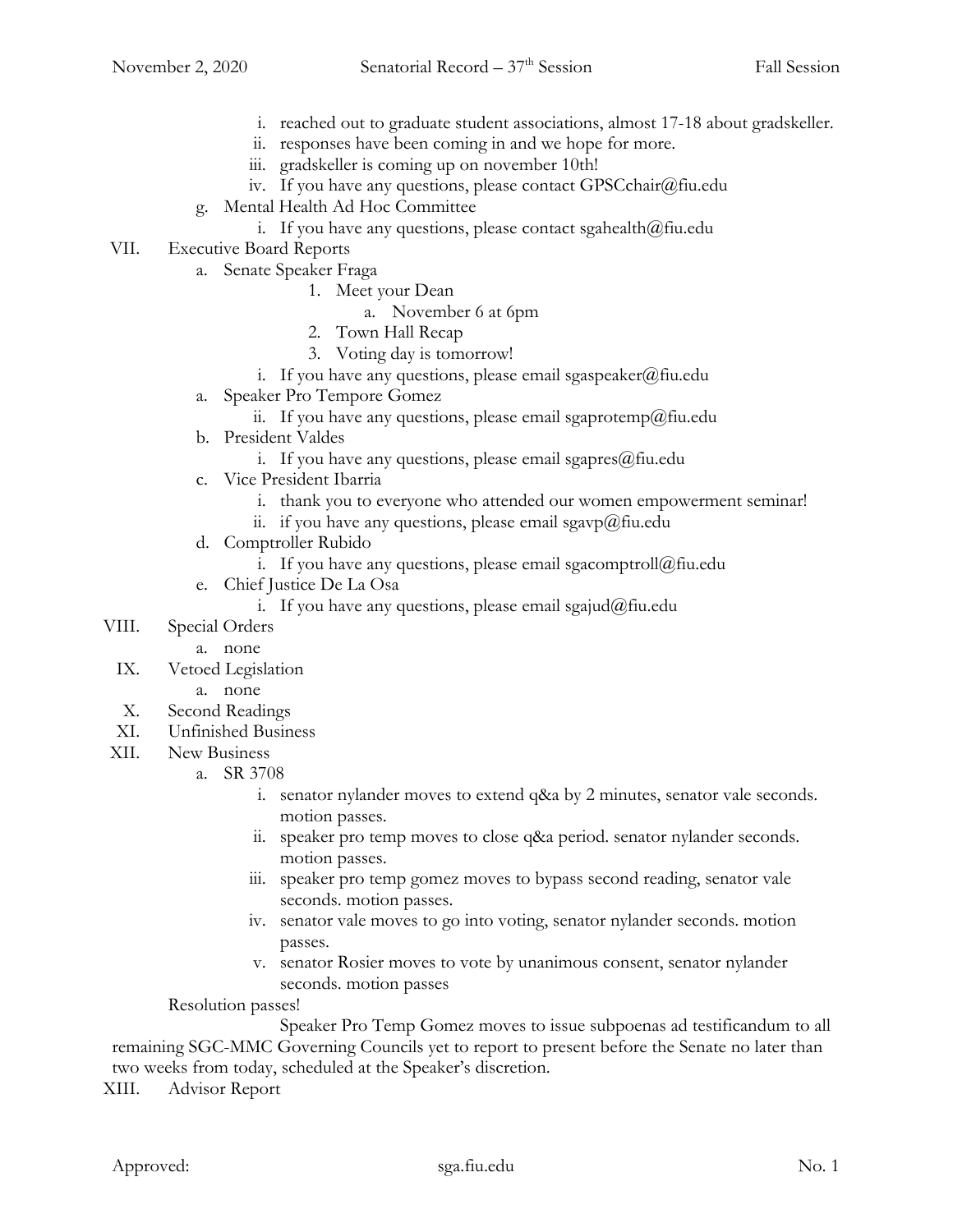i. reached out to graduate student associations, almost 17-18 about gradskeller.
   ii. responses have been coming in and we hope for more.
   iii. gradskeller is coming up on november 10th!
   iv. If you have any questions, please contact GPSCchair@fiu.edu

g. Mental Health Ad Hoc Committee
   i. If you have any questions, please contact sgahealth@fiu.edu

VII. Executive Board Reports

a. Senate Speaker Fraga
   1. Meet your Dean
      a. November 6 at 6pm
   2. Town Hall Recap
   3. Voting day is tomorrow!
   i. If you have any questions, please email sgaspeaker@fiu.edu

a. Speaker Pro Tempore Gomez
   ii. If you have any questions, please email sgaprotemp@fiu.edu

b. President Valdes
   i. If you have any questions, please email sgapres@fiu.edu

c. Vice President Ibarria
   i. thank you to everyone who attended our women empowerment seminar!
   ii. if you have any questions, please email sgavp@fiu.edu

d. Comptroller Rubido
   i. If you have any questions, please email sgacomptroll@fiu.edu

e. Chief Justice De La Osa
   i. If you have any questions, please email sgajud@fiu.edu

VIII. Special Orders
   a. none

IX. Vetoed Legislation
   a. none

X. Second Readings

XI. Unfinished Business

XII. New Business

a. SR 3708
   i. senator nylander moves to extend q&a by 2 minutes, senator vale seconds. motion passes.
   ii. speaker pro temp moves to close q&a period. senator nylander seconds. motion passes.
   iii. speaker pro temp gomez moves to bypass second reading, senator vale seconds. motion passes.
   iv. senator vale moves to go into voting, senator nylander seconds. motion passes.
   v. senator Rosier moves to vote by unanimous consent, senator nylander seconds. motion passes

Resolution passes!

Speaker Pro Temp Gomez moves to issue subpoenas ad testificandum to all remaining SGC-MMC Governing Councils yet to report to present before the Senate no later than two weeks from today, scheduled at the Speaker's discretion.

XIII. Advisor Report

Approved: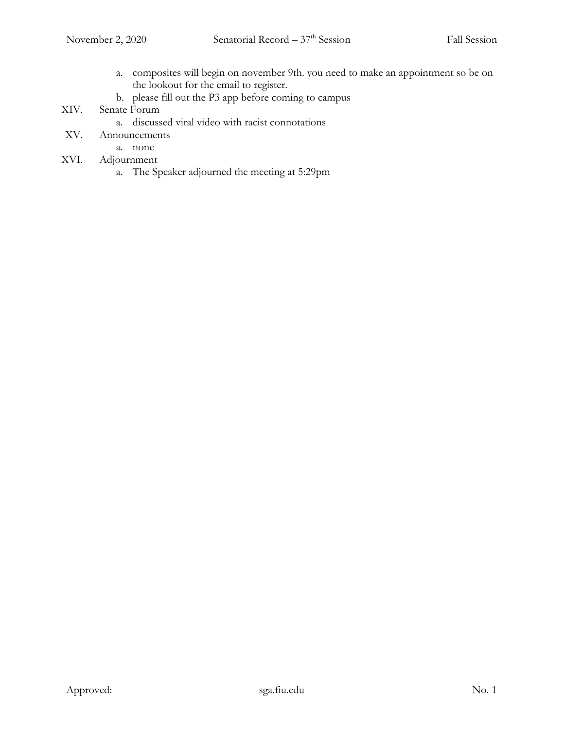a. composites will begin on november 9th. you need to make an appointment so be on the lookout for the email to register.
   b. please fill out the P3 app before coming to campus

XIV. Senate Forum
   a. discussed viral video with racist connotations

XV. Announcements
   a. none

XVI. Adjournment
   a. The Speaker adjourned the meeting at 5:29pm